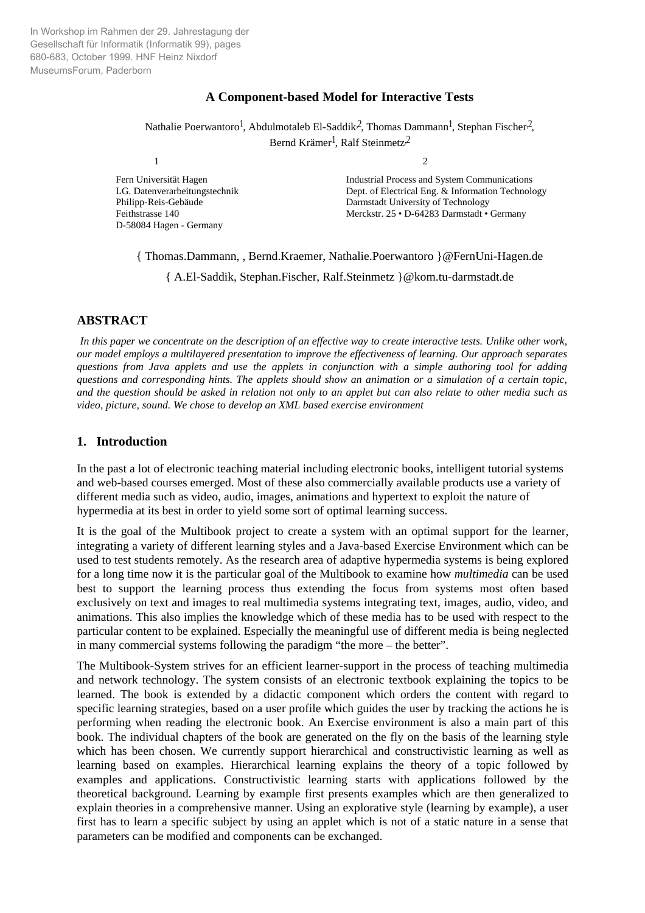In Workshop im Rahmen der 29. Jahrestagung der Gesellschaft für Informatik (Informatik 99), pages 680-683, October 1999. HNF Heinz Nixdorf MuseumsForum, Paderborn

# A Component-based Model for Interactive Tests

Nathalie Poerwantoro[1], Abdulmotaleb El-Saddik[2], Thomas Dammann[1], Stephan Fischer[2], Bernd Krämer[1], Ralf Steinmetz[2]

[1] Fern Universität Hagen
LG. Datenverarbeitungstechnik
Philipp-Reis-Gebäude
Feithstrasse 140
D-58084 Hagen - Germany

[2] Industrial Process and System Communications
Dept. of Electrical Eng. & Information Technology
Darmstadt University of Technology
Merckstr. 25 • D-64283 Darmstadt • Germany

{ Thomas.Dammann, , Bernd.Kraemer, Nathalie.Poerwantoro }@FernUni-Hagen.de

{ A.El-Saddik, Stephan.Fischer, Ralf.Steinmetz }@kom.tu-darmstadt.de

## ABSTRACT

*In this paper we concentrate on the description of an effective way to create interactive tests. Unlike other work, our model employs a multilayered presentation to improve the effectiveness of learning. Our approach separates questions from Java applets and use the applets in conjunction with a simple authoring tool for adding questions and corresponding hints. The applets should show an animation or a simulation of a certain topic, and the question should be asked in relation not only to an applet but can also relate to other media such as video, picture, sound. We chose to develop an XML based exercise environment*

## 1. Introduction

In the past a lot of electronic teaching material including electronic books, intelligent tutorial systems and web-based courses emerged. Most of these also commercially available products use a variety of different media such as video, audio, images, animations and hypertext to exploit the nature of hypermedia at its best in order to yield some sort of optimal learning success.

It is the goal of the Multibook project to create a system with an optimal support for the learner, integrating a variety of different learning styles and a Java-based Exercise Environment which can be used to test students remotely. As the research area of adaptive hypermedia systems is being explored for a long time now it is the particular goal of the Multibook to examine how *multimedia* can be used best to support the learning process thus extending the focus from systems most often based exclusively on text and images to real multimedia systems integrating text, images, audio, video, and animations. This also implies the knowledge which of these media has to be used with respect to the particular content to be explained. Especially the meaningful use of different media is being neglected in many commercial systems following the paradigm "the more – the better".

The Multibook-System strives for an efficient learner-support in the process of teaching multimedia and network technology. The system consists of an electronic textbook explaining the topics to be learned. The book is extended by a didactic component which orders the content with regard to specific learning strategies, based on a user profile which guides the user by tracking the actions he is performing when reading the electronic book. An Exercise environment is also a main part of this book. The individual chapters of the book are generated on the fly on the basis of the learning style which has been chosen. We currently support hierarchical and constructivistic learning as well as learning based on examples. Hierarchical learning explains the theory of a topic followed by examples and applications. Constructivistic learning starts with applications followed by the theoretical background. Learning by example first presents examples which are then generalized to explain theories in a comprehensive manner. Using an explorative style (learning by example), a user first has to learn a specific subject by using an applet which is not of a static nature in a sense that parameters can be modified and components can be exchanged.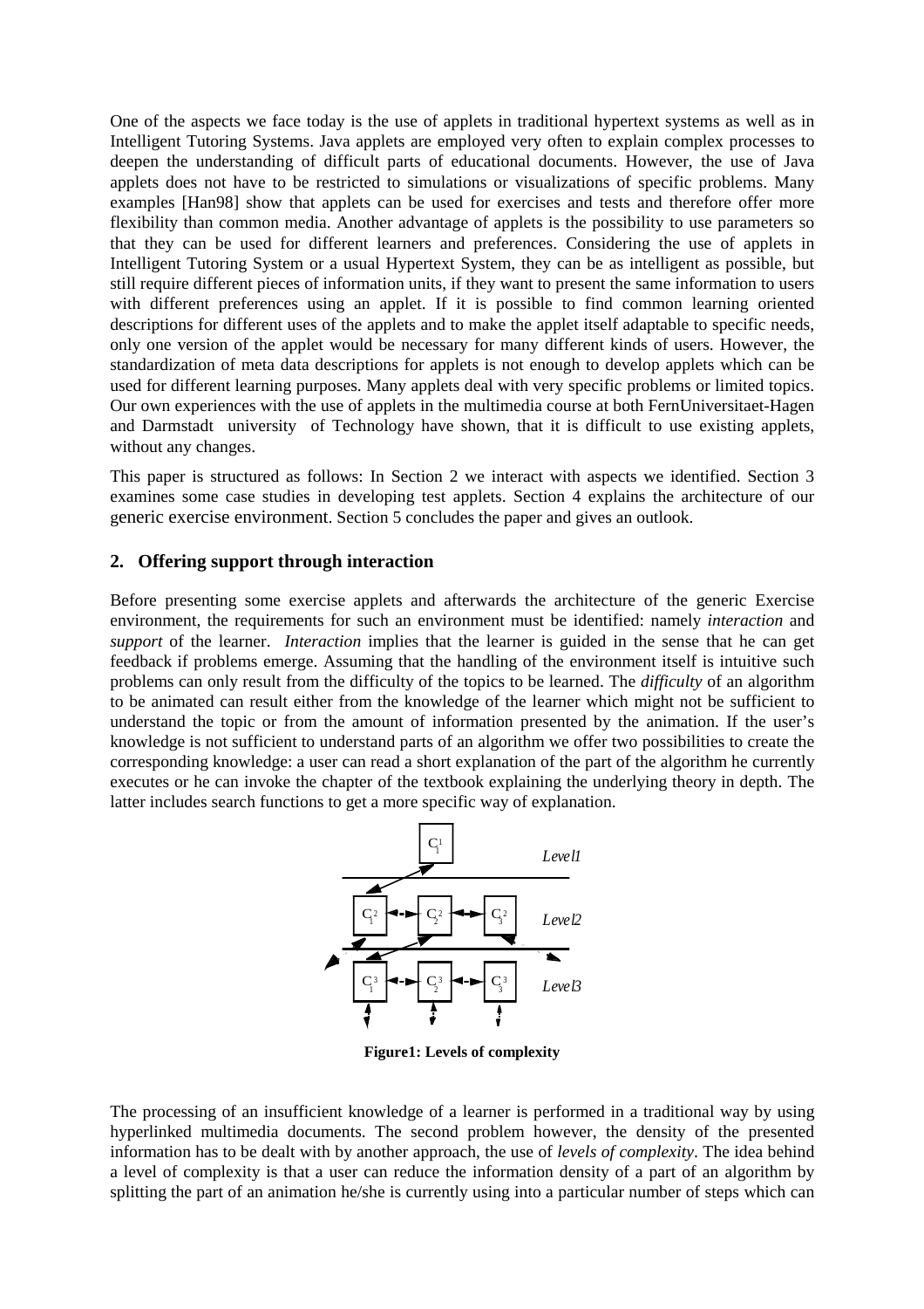One of the aspects we face today is the use of applets in traditional hypertext systems as well as in Intelligent Tutoring Systems. Java applets are employed very often to explain complex processes to deepen the understanding of difficult parts of educational documents. However, the use of Java applets does not have to be restricted to simulations or visualizations of specific problems. Many examples [Han98] show that applets can be used for exercises and tests and therefore offer more flexibility than common media. Another advantage of applets is the possibility to use parameters so that they can be used for different learners and preferences. Considering the use of applets in Intelligent Tutoring System or a usual Hypertext System, they can be as intelligent as possible, but still require different pieces of information units, if they want to present the same information to users with different preferences using an applet. If it is possible to find common learning oriented descriptions for different uses of the applets and to make the applet itself adaptable to specific needs, only one version of the applet would be necessary for many different kinds of users. However, the standardization of meta data descriptions for applets is not enough to develop applets which can be used for different learning purposes. Many applets deal with very specific problems or limited topics. Our own experiences with the use of applets in the multimedia course at both FernUniversitaet-Hagen and Darmstadt university of Technology have shown, that it is difficult to use existing applets, without any changes.

This paper is structured as follows: In Section 2 we interact with aspects we identified. Section 3 examines some case studies in developing test applets. Section 4 explains the architecture of our generic exercise environment. Section 5 concludes the paper and gives an outlook.

## 2. Offering support through interaction

Before presenting some exercise applets and afterwards the architecture of the generic Exercise environment, the requirements for such an environment must be identified: namely *interaction* and *support* of the learner. *Interaction* implies that the learner is guided in the sense that he can get feedback if problems emerge. Assuming that the handling of the environment itself is intuitive such problems can only result from the difficulty of the topics to be learned. The *difficulty* of an algorithm to be animated can result either from the knowledge of the learner which might not be sufficient to understand the topic or from the amount of information presented by the animation. If the user's knowledge is not sufficient to understand parts of an algorithm we offer two possibilities to create the corresponding knowledge: a user can read a short explanation of the part of the algorithm he currently executes or he can invoke the chapter of the textbook explaining the underlying theory in depth. The latter includes search functions to get a more specific way of explanation.

**Figure1: Levels of complexity**

The processing of an insufficient knowledge of a learner is performed in a traditional way by using hyperlinked multimedia documents. The second problem however, the density of the presented information has to be dealt with by another approach, the use of *levels of complexity*. The idea behind a level of complexity is that a user can reduce the information density of a part of an algorithm by splitting the part of an animation he/she is currently using into a particular number of steps which can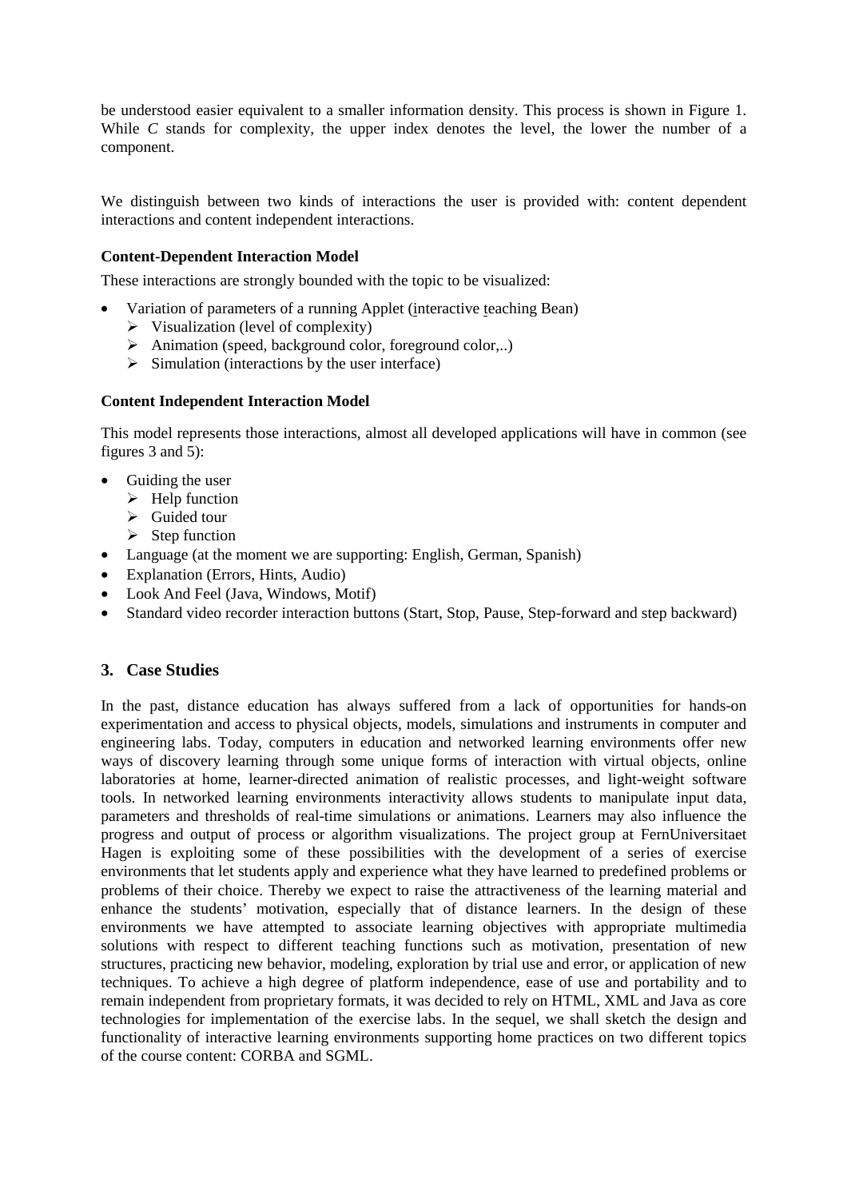be understood easier equivalent to a smaller information density. This process is shown in Figure 1. While *C* stands for complexity, the upper index denotes the level, the lower the number of a component.

We distinguish between two kinds of interactions the user is provided with: content dependent interactions and content independent interactions.

**Content-Dependent Interaction Model**

These interactions are strongly bounded with the topic to be visualized:

- Variation of parameters of a running Applet (interactive teaching Bean)
  - Visualization (level of complexity)
  - Animation (speed, background color, foreground color,..)
  - Simulation (interactions by the user interface)

**Content Independent Interaction Model**

This model represents those interactions, almost all developed applications will have in common (see figures 3 and 5):

- Guiding the user
  - Help function
  - Guided tour
  - Step function
- Language (at the moment we are supporting: English, German, Spanish)
- Explanation (Errors, Hints, Audio)
- Look And Feel (Java, Windows, Motif)
- Standard video recorder interaction buttons (Start, Stop, Pause, Step-forward and step backward)

## 3. Case Studies

In the past, distance education has always suffered from a lack of opportunities for hands-on experimentation and access to physical objects, models, simulations and instruments in computer and engineering labs. Today, computers in education and networked learning environments offer new ways of discovery learning through some unique forms of interaction with virtual objects, online laboratories at home, learner-directed animation of realistic processes, and light-weight software tools. In networked learning environments interactivity allows students to manipulate input data, parameters and thresholds of real-time simulations or animations. Learners may also influence the progress and output of process or algorithm visualizations. The project group at FernUniversitaet Hagen is exploiting some of these possibilities with the development of a series of exercise environments that let students apply and experience what they have learned to predefined problems or problems of their choice. Thereby we expect to raise the attractiveness of the learning material and enhance the students' motivation, especially that of distance learners. In the design of these environments we have attempted to associate learning objectives with appropriate multimedia solutions with respect to different teaching functions such as motivation, presentation of new structures, practicing new behavior, modeling, exploration by trial use and error, or application of new techniques. To achieve a high degree of platform independence, ease of use and portability and to remain independent from proprietary formats, it was decided to rely on HTML, XML and Java as core technologies for implementation of the exercise labs. In the sequel, we shall sketch the design and functionality of interactive learning environments supporting home practices on two different topics of the course content: CORBA and SGML.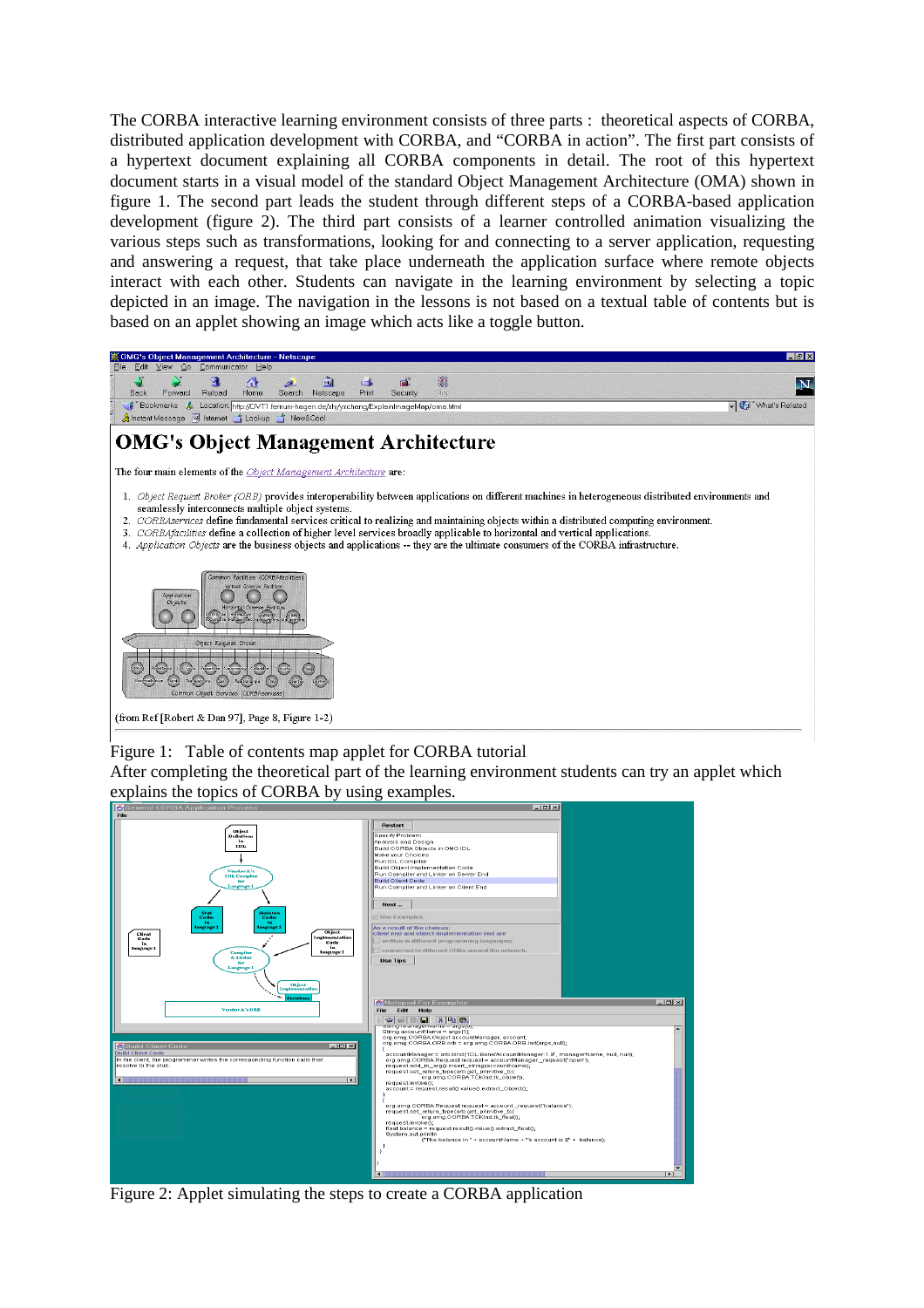The CORBA interactive learning environment consists of three parts : theoretical aspects of CORBA, distributed application development with CORBA, and "CORBA in action". The first part consists of a hypertext document explaining all CORBA components in detail. The root of this hypertext document starts in a visual model of the standard Object Management Architecture (OMA) shown in figure 1. The second part leads the student through different steps of a CORBA-based application development (figure 2). The third part consists of a learner controlled animation visualizing the various steps such as transformations, looking for and connecting to a server application, requesting and answering a request, that take place underneath the application surface where remote objects interact with each other. Students can navigate in the learning environment by selecting a topic depicted in an image. The navigation in the lessons is not based on a textual table of contents but is based on an applet showing an image which acts like a toggle button.

Figure 1: Table of contents map applet for CORBA tutorial

After completing the theoretical part of the learning environment students can try an applet which explains the topics of CORBA by using examples.

Figure 2: Applet simulating the steps to create a CORBA application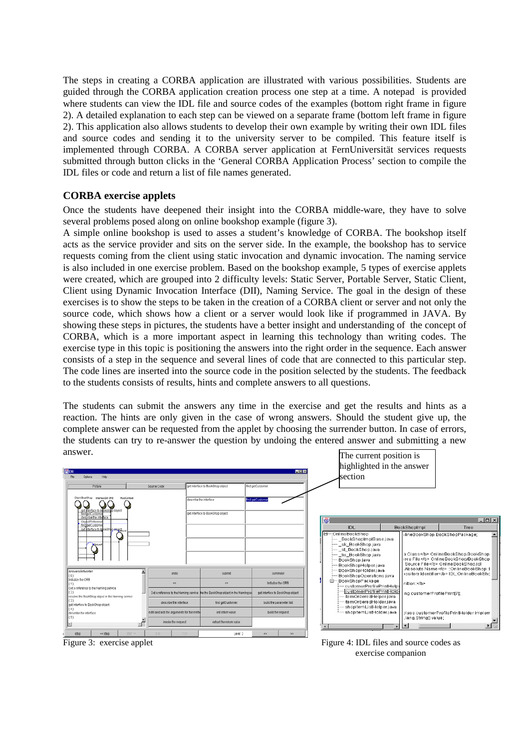The steps in creating a CORBA application are illustrated with various possibilities. Students are guided through the CORBA application creation process one step at a time. A notepad is provided where students can view the IDL file and source codes of the examples (bottom right frame in figure 2). A detailed explanation to each step can be viewed on a separate frame (bottom left frame in figure 2). This application also allows students to develop their own example by writing their own IDL files and source codes and sending it to the university server to be compiled. This feature itself is implemented through CORBA. A CORBA server application at FernUniversität services requests submitted through button clicks in the 'General CORBA Application Process' section to compile the IDL files or code and return a list of file names generated.

### CORBA exercise applets

Once the students have deepened their insight into the CORBA middle-ware, they have to solve several problems posed along on online bookshop example (figure 3).

A simple online bookshop is used to asses a student's knowledge of CORBA. The bookshop itself acts as the service provider and sits on the server side. In the example, the bookshop has to service requests coming from the client using static invocation and dynamic invocation. The naming service is also included in one exercise problem. Based on the bookshop example, 5 types of exercise applets were created, which are grouped into 2 difficulty levels: Static Server, Portable Server, Static Client, Client using Dynamic Invocation Interface (DII), Naming Service. The goal in the design of these exercises is to show the steps to be taken in the creation of a CORBA client or server and not only the source code, which shows how a client or a server would look like if programmed in JAVA. By showing these steps in pictures, the students have a better insight and understanding of the concept of CORBA, which is a more important aspect in learning this technology than writing codes. The exercise type in this topic is positioning the answers into the right order in the sequence. Each answer consists of a step in the sequence and several lines of code that are connected to this particular step. The code lines are inserted into the source code in the position selected by the students. The feedback to the students consists of results, hints and complete answers to all questions.

The students can submit the answers any time in the exercise and get the results and hints as a reaction. The hints are only given in the case of wrong answers. Should the student give up, the complete answer can be requested from the applet by choosing the surrender button. In case of errors, the students can try to re-answer the question by undoing the entered answer and submitting a new answer.

The current position is highlighted in the answer section

Figure 3: exercise applet

Figure 4: IDL files and source codes as exercise companion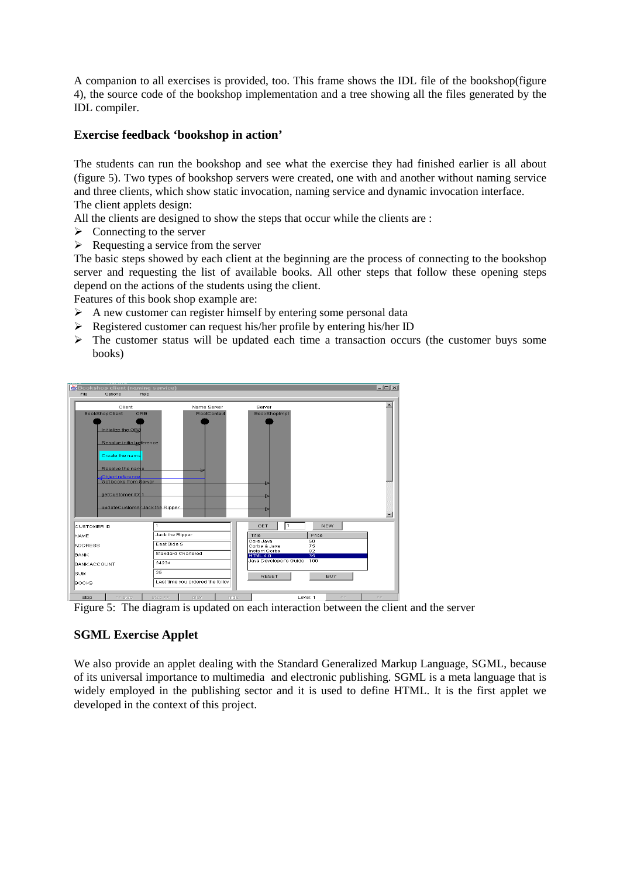A companion to all exercises is provided, too. This frame shows the IDL file of the bookshop(figure 4), the source code of the bookshop implementation and a tree showing all the files generated by the IDL compiler.

### Exercise feedback 'bookshop in action'

The students can run the bookshop and see what the exercise they had finished earlier is all about (figure 5). Two types of bookshop servers were created, one with and another without naming service and three clients, which show static invocation, naming service and dynamic invocation interface.
The client applets design:
All the clients are designed to show the steps that occur while the clients are :

- Connecting to the server
- Requesting a service from the server

The basic steps showed by each client at the beginning are the process of connecting to the bookshop server and requesting the list of available books. All other steps that follow these opening steps depend on the actions of the students using the client.
Features of this book shop example are:

- A new customer can register himself by entering some personal data
- Registered customer can request his/her profile by entering his/her ID
- The customer status will be updated each time a transaction occurs (the customer buys some books)

Figure 5: The diagram is updated on each interaction between the client and the server

### SGML Exercise Applet

We also provide an applet dealing with the Standard Generalized Markup Language, SGML, because of its universal importance to multimedia and electronic publishing. SGML is a meta language that is widely employed in the publishing sector and it is used to define HTML. It is the first applet we developed in the context of this project.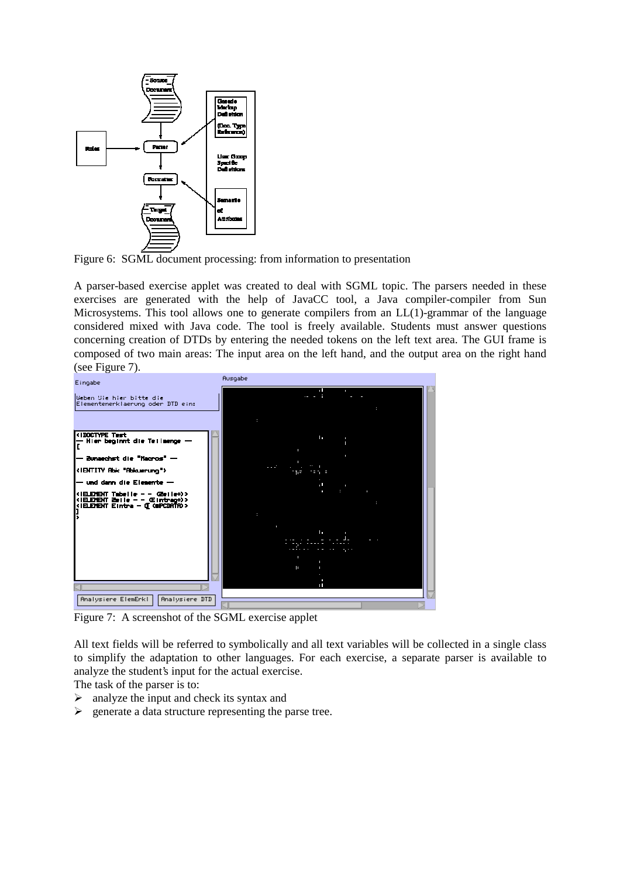Figure 6: SGML document processing: from information to presentation

A parser-based exercise applet was created to deal with SGML topic. The parsers needed in these exercises are generated with the help of JavaCC tool, a Java compiler-compiler from Sun Microsystems. This tool allows one to generate compilers from an LL(1)-grammar of the language considered mixed with Java code. The tool is freely available. Students must answer questions concerning creation of DTDs by entering the needed tokens on the left text area. The GUI frame is composed of two main areas: The input area on the left hand, and the output area on the right hand (see Figure 7).

Figure 7: A screenshot of the SGML exercise applet

All text fields will be referred to symbolically and all text variables will be collected in a single class to simplify the adaptation to other languages. For each exercise, a separate parser is available to analyze the student's input for the actual exercise.

The task of the parser is to:

- analyze the input and check its syntax and
- generate a data structure representing the parse tree.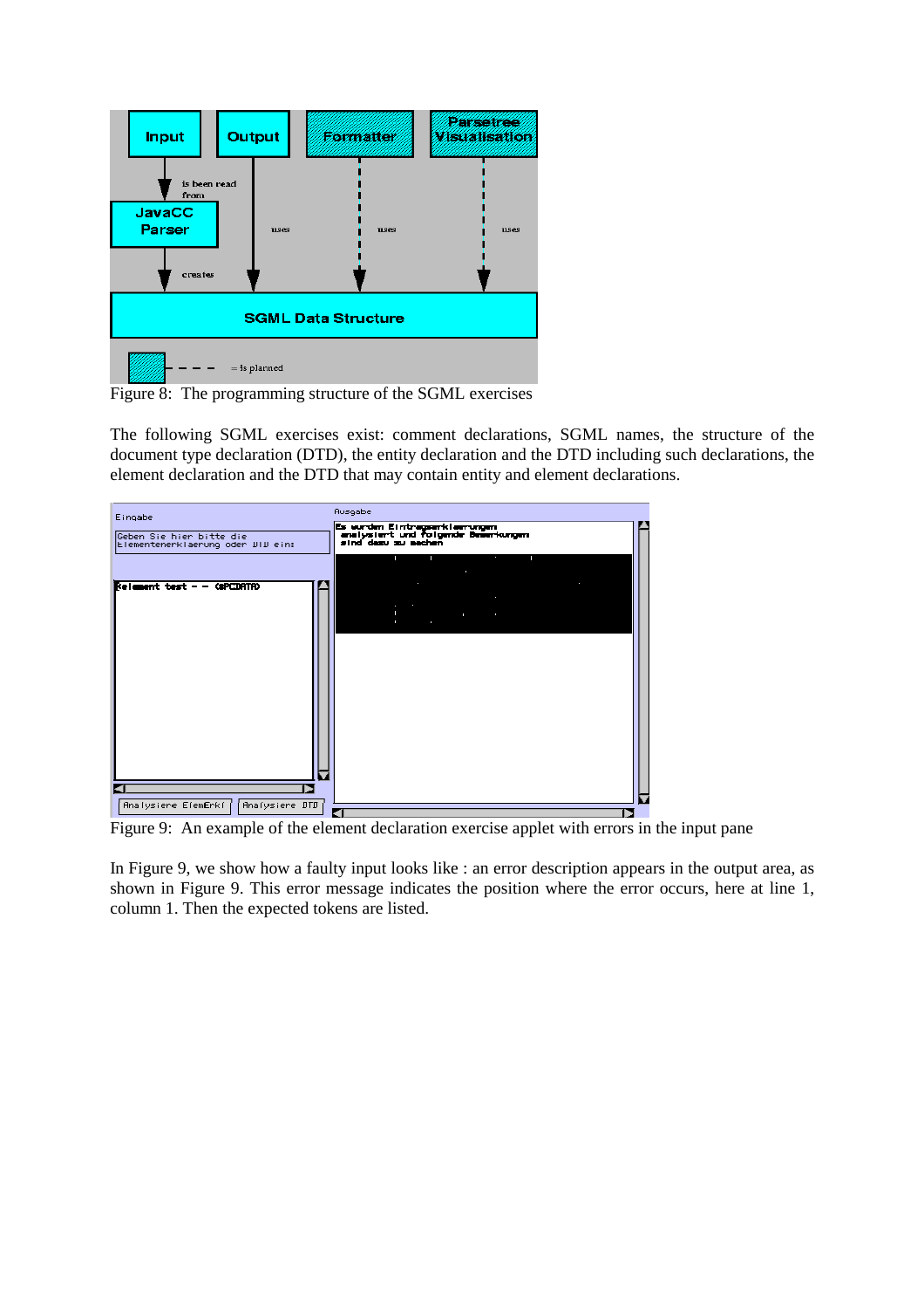Figure 8: The programming structure of the SGML exercises

The following SGML exercises exist: comment declarations, SGML names, the structure of the document type declaration (DTD), the entity declaration and the DTD including such declarations, the element declaration and the DTD that may contain entity and element declarations.

Figure 9: An example of the element declaration exercise applet with errors in the input pane

In Figure 9, we show how a faulty input looks like : an error description appears in the output area, as shown in Figure 9. This error message indicates the position where the error occurs, here at line 1, column 1. Then the expected tokens are listed.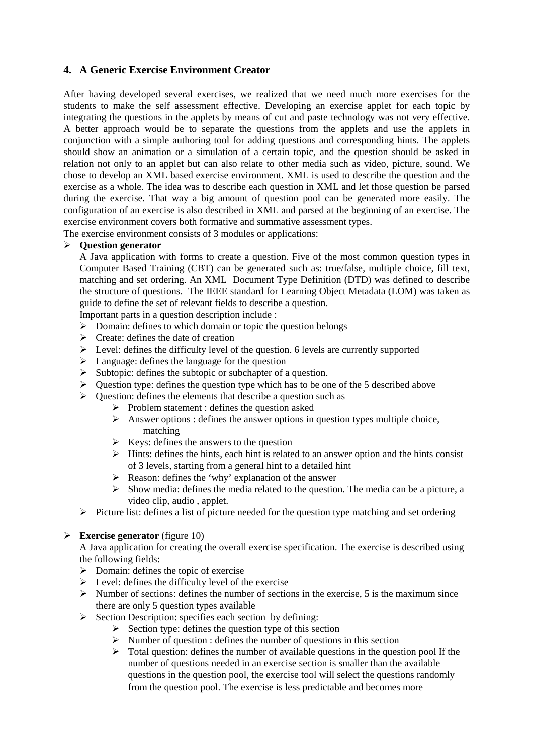## 4. A Generic Exercise Environment Creator

After having developed several exercises, we realized that we need much more exercises for the students to make the self assessment effective. Developing an exercise applet for each topic by integrating the questions in the applets by means of cut and paste technology was not very effective. A better approach would be to separate the questions from the applets and use the applets in conjunction with a simple authoring tool for adding questions and corresponding hints. The applets should show an animation or a simulation of a certain topic, and the question should be asked in relation not only to an applet but can also relate to other media such as video, picture, sound. We chose to develop an XML based exercise environment. XML is used to describe the question and the exercise as a whole. The idea was to describe each question in XML and let those question be parsed during the exercise. That way a big amount of question pool can be generated more easily. The configuration of an exercise is also described in XML and parsed at the beginning of an exercise. The exercise environment covers both formative and summative assessment types.

The exercise environment consists of 3 modules or applications:

- **Question generator**

  A Java application with forms to create a question. Five of the most common question types in Computer Based Training (CBT) can be generated such as: true/false, multiple choice, fill text, matching and set ordering. An XML Document Type Definition (DTD) was defined to describe the structure of questions. The IEEE standard for Learning Object Metadata (LOM) was taken as guide to define the set of relevant fields to describe a question.

  Important parts in a question description include :

  - Domain: defines to which domain or topic the question belongs
  - Create: defines the date of creation
  - Level: defines the difficulty level of the question. 6 levels are currently supported
  - Language: defines the language for the question
  - Subtopic: defines the subtopic or subchapter of a question.
  - Question type: defines the question type which has to be one of the 5 described above
  - Question: defines the elements that describe a question such as
    - Problem statement : defines the question asked
    - Answer options : defines the answer options in question types multiple choice, matching
    - Keys: defines the answers to the question
    - Hints: defines the hints, each hint is related to an answer option and the hints consist of 3 levels, starting from a general hint to a detailed hint
    - Reason: defines the 'why' explanation of the answer
    - Show media: defines the media related to the question. The media can be a picture, a video clip, audio , applet.
  - Picture list: defines a list of picture needed for the question type matching and set ordering

- **Exercise generator** (figure 10)

  A Java application for creating the overall exercise specification. The exercise is described using the following fields:

  - Domain: defines the topic of exercise
  - Level: defines the difficulty level of the exercise
  - Number of sections: defines the number of sections in the exercise, 5 is the maximum since there are only 5 question types available
  - Section Description: specifies each section by defining:
    - Section type: defines the question type of this section
    - Number of question : defines the number of questions in this section
    - Total question: defines the number of available questions in the question pool If the number of questions needed in an exercise section is smaller than the available questions in the question pool, the exercise tool will select the questions randomly from the question pool. The exercise is less predictable and becomes more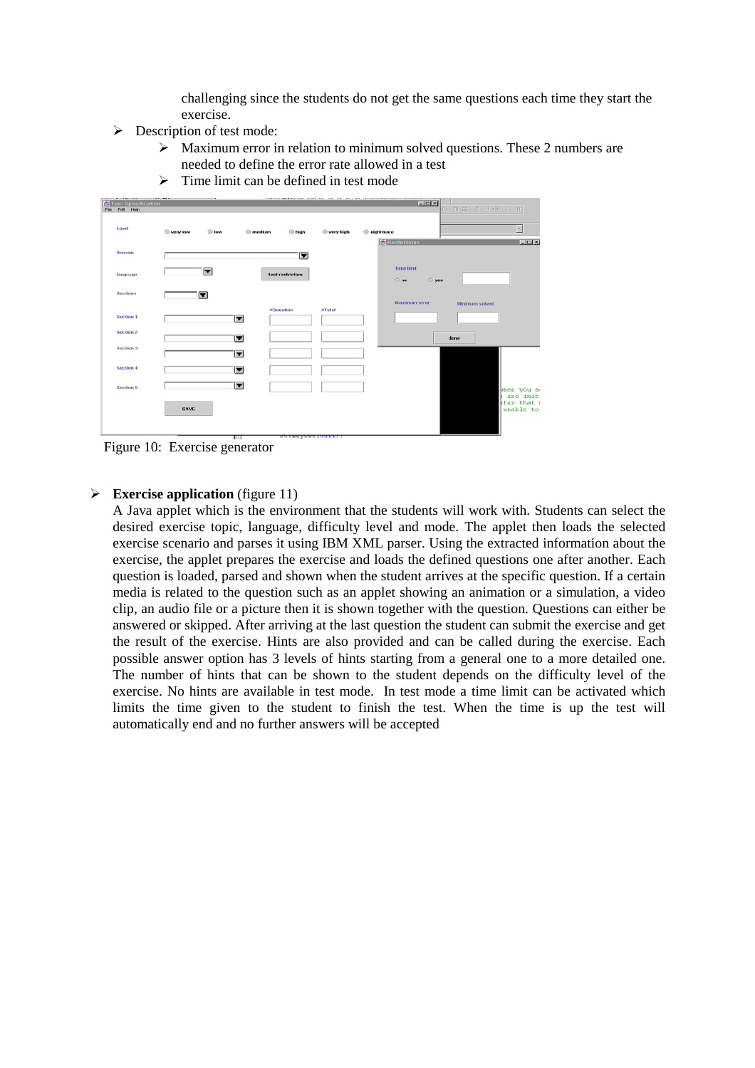challenging since the students do not get the same questions each time they start the exercise.

- Description of test mode:
  - Maximum error in relation to minimum solved questions. These 2 numbers are needed to define the error rate allowed in a test
  - Time limit can be defined in test mode

Figure 10: Exercise generator

- **Exercise application** (figure 11)

  A Java applet which is the environment that the students will work with. Students can select the desired exercise topic, language, difficulty level and mode. The applet then loads the selected exercise scenario and parses it using IBM XML parser. Using the extracted information about the exercise, the applet prepares the exercise and loads the defined questions one after another. Each question is loaded, parsed and shown when the student arrives at the specific question. If a certain media is related to the question such as an applet showing an animation or a simulation, a video clip, an audio file or a picture then it is shown together with the question. Questions can either be answered or skipped. After arriving at the last question the student can submit the exercise and get the result of the exercise. Hints are also provided and can be called during the exercise. Each possible answer option has 3 levels of hints starting from a general one to a more detailed one. The number of hints that can be shown to the student depends on the difficulty level of the exercise. No hints are available in test mode. In test mode a time limit can be activated which limits the time given to the student to finish the test. When the time is up the test will automatically end and no further answers will be accepted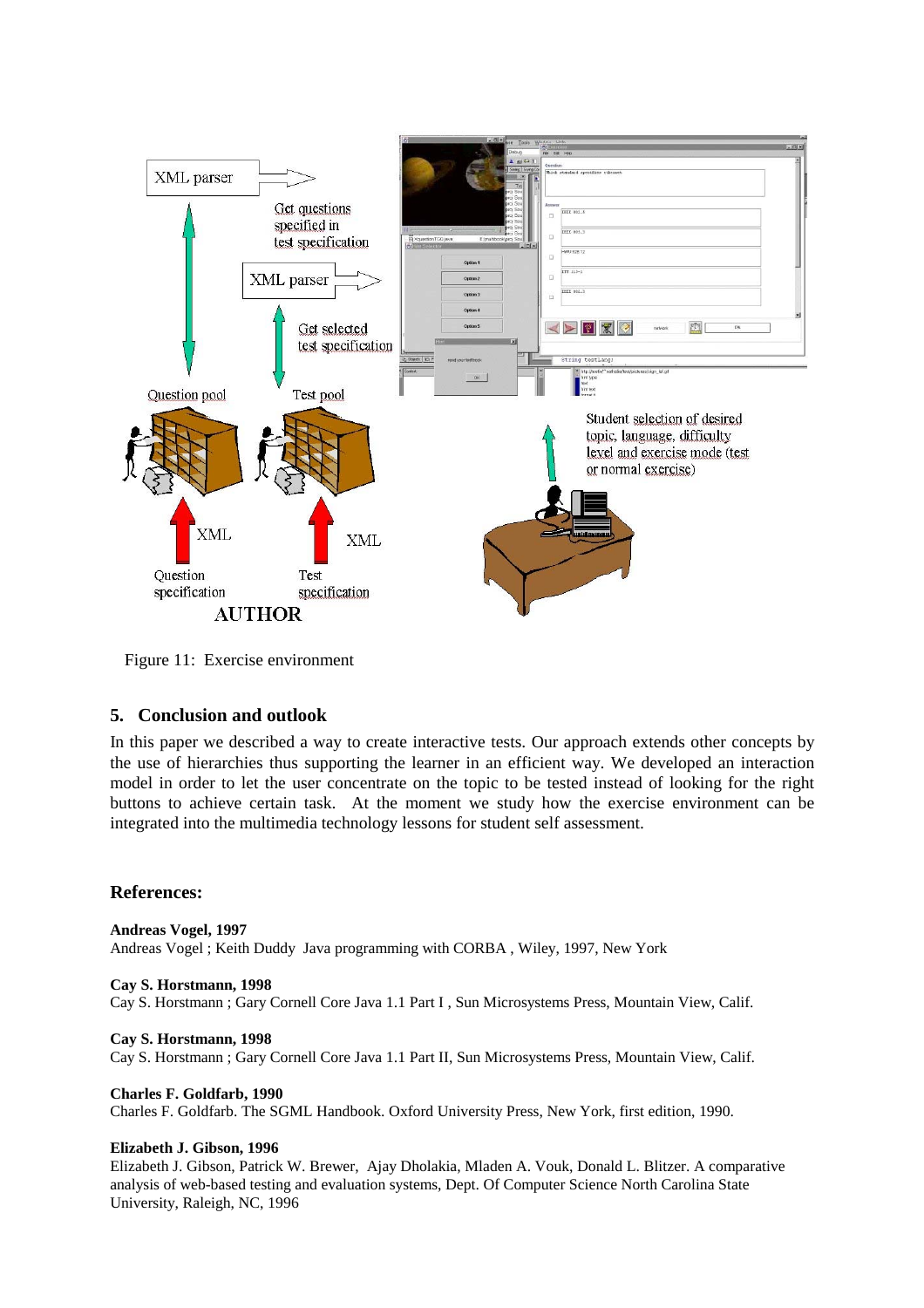Figure 11: Exercise environment

## 5. Conclusion and outlook

In this paper we described a way to create interactive tests. Our approach extends other concepts by the use of hierarchies thus supporting the learner in an efficient way. We developed an interaction model in order to let the user concentrate on the topic to be tested instead of looking for the right buttons to achieve certain task. At the moment we study how the exercise environment can be integrated into the multimedia technology lessons for student self assessment.

## References:

**Andreas Vogel, 1997**
Andreas Vogel ; Keith Duddy Java programming with CORBA , Wiley, 1997, New York

**Cay S. Horstmann, 1998**
Cay S. Horstmann ; Gary Cornell Core Java 1.1 Part I , Sun Microsystems Press, Mountain View, Calif.

**Cay S. Horstmann, 1998**
Cay S. Horstmann ; Gary Cornell Core Java 1.1 Part II, Sun Microsystems Press, Mountain View, Calif.

**Charles F. Goldfarb, 1990**
Charles F. Goldfarb. The SGML Handbook. Oxford University Press, New York, first edition, 1990.

**Elizabeth J. Gibson, 1996**
Elizabeth J. Gibson, Patrick W. Brewer, Ajay Dholakia, Mladen A. Vouk, Donald L. Blitzer. A comparative analysis of web-based testing and evaluation systems, Dept. Of Computer Science North Carolina State University, Raleigh, NC, 1996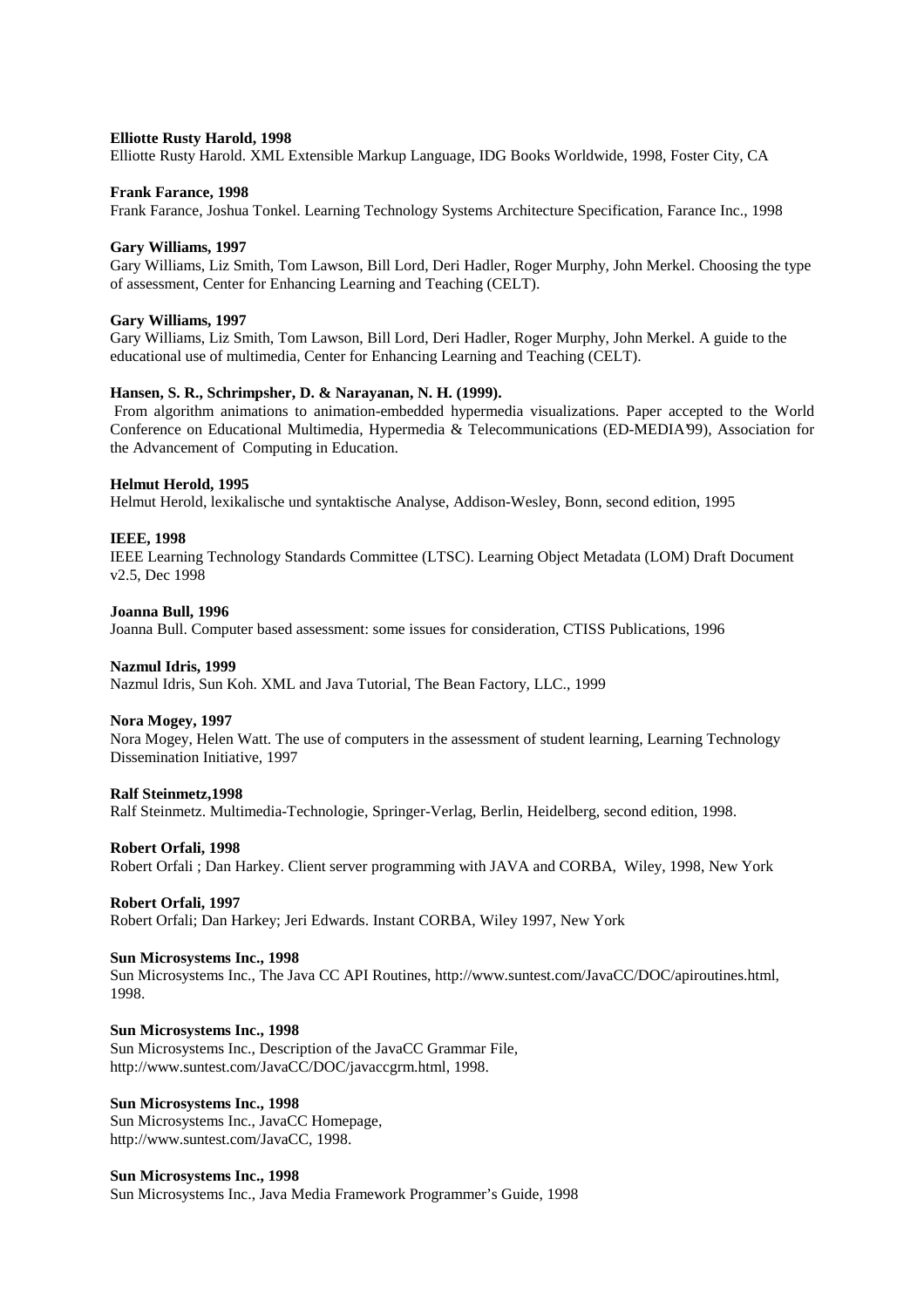**Elliotte Rusty Harold, 1998**
Elliotte Rusty Harold. XML Extensible Markup Language, IDG Books Worldwide, 1998, Foster City, CA

**Frank Farance, 1998**
Frank Farance, Joshua Tonkel. Learning Technology Systems Architecture Specification, Farance Inc., 1998

**Gary Williams, 1997**
Gary Williams, Liz Smith, Tom Lawson, Bill Lord, Deri Hadler, Roger Murphy, John Merkel. Choosing the type of assessment, Center for Enhancing Learning and Teaching (CELT).

**Gary Williams, 1997**
Gary Williams, Liz Smith, Tom Lawson, Bill Lord, Deri Hadler, Roger Murphy, John Merkel. A guide to the educational use of multimedia, Center for Enhancing Learning and Teaching (CELT).

**Hansen, S. R., Schrimpsher, D. & Narayanan, N. H. (1999).**
From algorithm animations to animation-embedded hypermedia visualizations. Paper accepted to the World Conference on Educational Multimedia, Hypermedia & Telecommunications (ED-MEDIA'99), Association for the Advancement of Computing in Education.

**Helmut Herold, 1995**
Helmut Herold, lexikalische und syntaktische Analyse, Addison-Wesley, Bonn, second edition, 1995

**IEEE, 1998**
IEEE Learning Technology Standards Committee (LTSC). Learning Object Metadata (LOM) Draft Document v2.5, Dec 1998

**Joanna Bull, 1996**
Joanna Bull. Computer based assessment: some issues for consideration, CTISS Publications, 1996

**Nazmul Idris, 1999**
Nazmul Idris, Sun Koh. XML and Java Tutorial, The Bean Factory, LLC., 1999

**Nora Mogey, 1997**
Nora Mogey, Helen Watt. The use of computers in the assessment of student learning, Learning Technology Dissemination Initiative, 1997

**Ralf Steinmetz,1998**
Ralf Steinmetz. Multimedia-Technologie, Springer-Verlag, Berlin, Heidelberg, second edition, 1998.

**Robert Orfali, 1998**
Robert Orfali ; Dan Harkey. Client server programming with JAVA and CORBA, Wiley, 1998, New York

**Robert Orfali, 1997**
Robert Orfali; Dan Harkey; Jeri Edwards. Instant CORBA, Wiley 1997, New York

**Sun Microsystems Inc., 1998**
Sun Microsystems Inc., The Java CC API Routines, http://www.suntest.com/JavaCC/DOC/apiroutines.html, 1998.

**Sun Microsystems Inc., 1998**
Sun Microsystems Inc., Description of the JavaCC Grammar File, http://www.suntest.com/JavaCC/DOC/javaccgrm.html, 1998.

**Sun Microsystems Inc., 1998**
Sun Microsystems Inc., JavaCC Homepage, http://www.suntest.com/JavaCC, 1998.

**Sun Microsystems Inc., 1998**
Sun Microsystems Inc., Java Media Framework Programmer's Guide, 1998